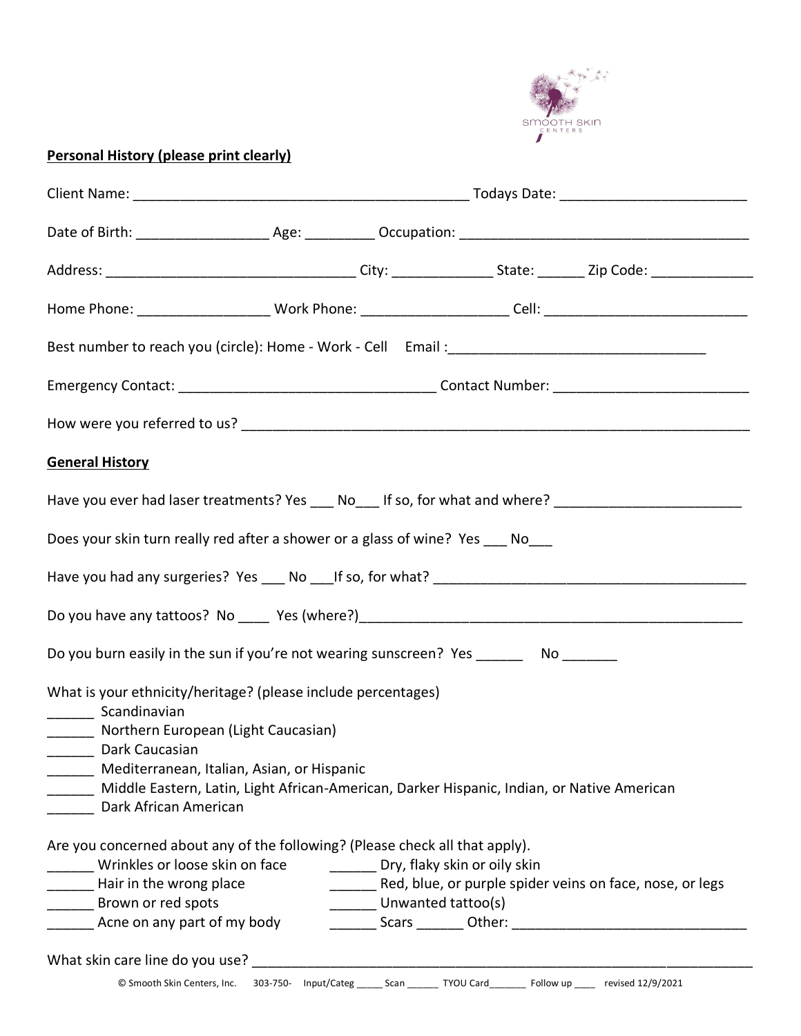SMOOTH SKIN CENTERS

**Personal History (please print clearly)**

Client Name: ___________________________________________ Todays Date: ________________________

Date of Birth: _________________ Age: _________ Occupation: _____________________________________

Address: ________________________________ City: _____________ State: ______ Zip Code: _____________

Home Phone: _________________ Work Phone: ___________________ Cell: __________________________

Best number to reach you (circle): Home - Work - Cell Email :_________________________________

Emergency Contact: _________________________________ Contact Number: _________________________

How were you referred to us? _________________________________________________________________

**General History**

Have you ever had laser treatments? Yes ___ No___ If so, for what and where? ________________________

Does your skin turn really red after a shower or a glass of wine? Yes ___ No___

Have you had any surgeries? Yes ___ No ___If so, for what? _________________________________________

Do you have any tattoos? No ____ Yes (where?)___________________________________________________

Do you burn easily in the sun if you're not wearing sunscreen? Yes ______ No _______

What is your ethnicity/heritage? (please include percentages)

______ Scandinavian
______ Northern European (Light Caucasian)
______ Dark Caucasian
______ Mediterranean, Italian, Asian, or Hispanic
______ Middle Eastern, Latin, Light African-American, Darker Hispanic, Indian, or Native American
______ Dark African American

Are you concerned about any of the following? (Please check all that apply).

______ Wrinkles or loose skin on face
______ Hair in the wrong place
______ Brown or red spots
______ Acne on any part of my body
______ Dry, flaky skin or oily skin
______ Red, blue, or purple spider veins on face, nose, or legs
______ Unwanted tattoo(s)
______ Scars ______ Other: ______________________________

What skin care line do you use? _____________________________________________________________

© Smooth Skin Centers, Inc. 303-750- Input/Categ _____ Scan ______ TYOU Card_______ Follow up ____ revised 12/9/2021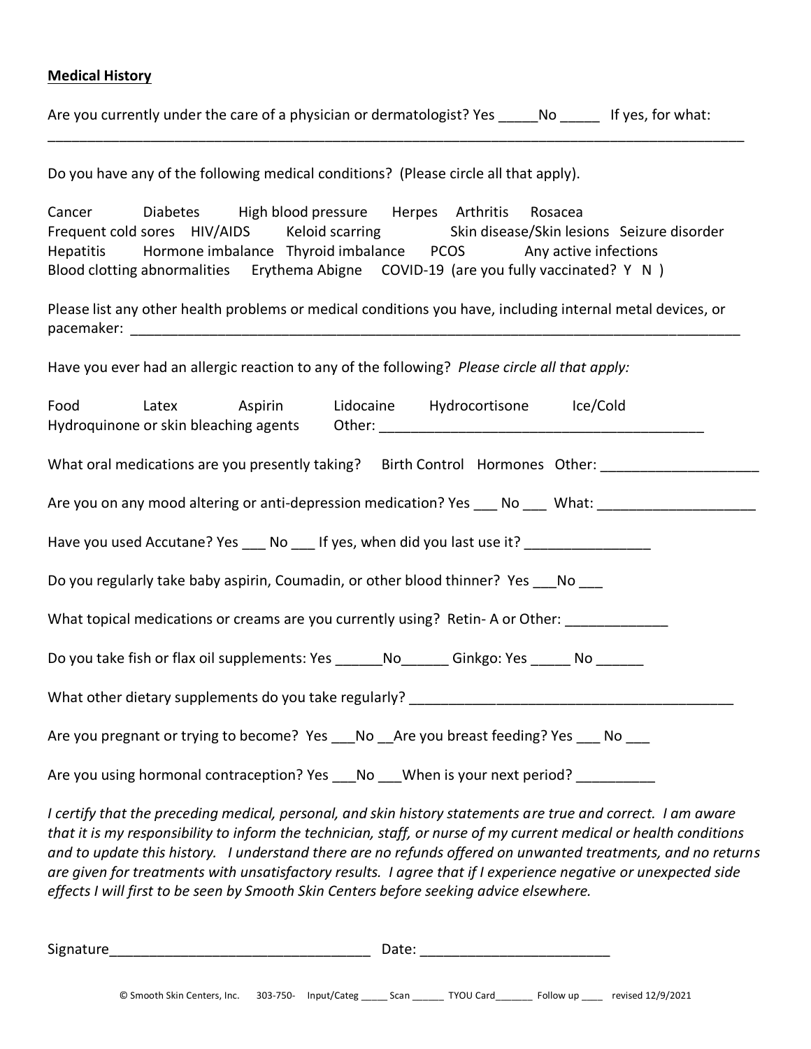**Medical History**

Are you currently under the care of a physician or dermatologist? Yes _____No _____ If yes, for what:
______________________________________________________________________________________

Do you have any of the following medical conditions? (Please circle all that apply).

Cancer Diabetes High blood pressure Herpes Arthritis Rosacea
Frequent cold sores HIV/AIDS Keloid scarring Skin disease/Skin lesions Seizure disorder
Hepatitis Hormone imbalance Thyroid imbalance PCOS Any active infections
Blood clotting abnormalities Erythema Abigne COVID-19 (are you fully vaccinated? Y N )

Please list any other health problems or medical conditions you have, including internal metal devices, or pacemaker: ____________________________________________________________________________

Have you ever had an allergic reaction to any of the following? *Please circle all that apply:*

Food Latex Aspirin Lidocaine Hydrocortisone Ice/Cold
Hydroquinone or skin bleaching agents Other: ________________________________________

What oral medications are you presently taking? Birth Control Hormones Other: ____________________

Are you on any mood altering or anti-depression medication? Yes ___ No ___ What: ____________________

Have you used Accutane? Yes ___ No ___ If yes, when did you last use it? ________________

Do you regularly take baby aspirin, Coumadin, or other blood thinner? Yes ___No ___

What topical medications or creams are you currently using? Retin- A or Other: _____________

Do you take fish or flax oil supplements: Yes ______No______ Ginkgo: Yes _____ No ______

What other dietary supplements do you take regularly? __________________________________________

Are you pregnant or trying to become? Yes ___No __Are you breast feeding? Yes ___ No ___

Are you using hormonal contraception? Yes ___No ___When is your next period? __________

*I certify that the preceding medical, personal, and skin history statements are true and correct. I am aware that it is my responsibility to inform the technician, staff, or nurse of my current medical or health conditions and to update this history. I understand there are no refunds offered on unwanted treatments, and no returns are given for treatments with unsatisfactory results. I agree that if I experience negative or unexpected side effects I will first to be seen by Smooth Skin Centers before seeking advice elsewhere.*

Signature_________________________________ Date: ________________________

© Smooth Skin Centers, Inc. 303-750- Input/Categ _____ Scan ______ TYOU Card_______ Follow up ____ revised 12/9/2021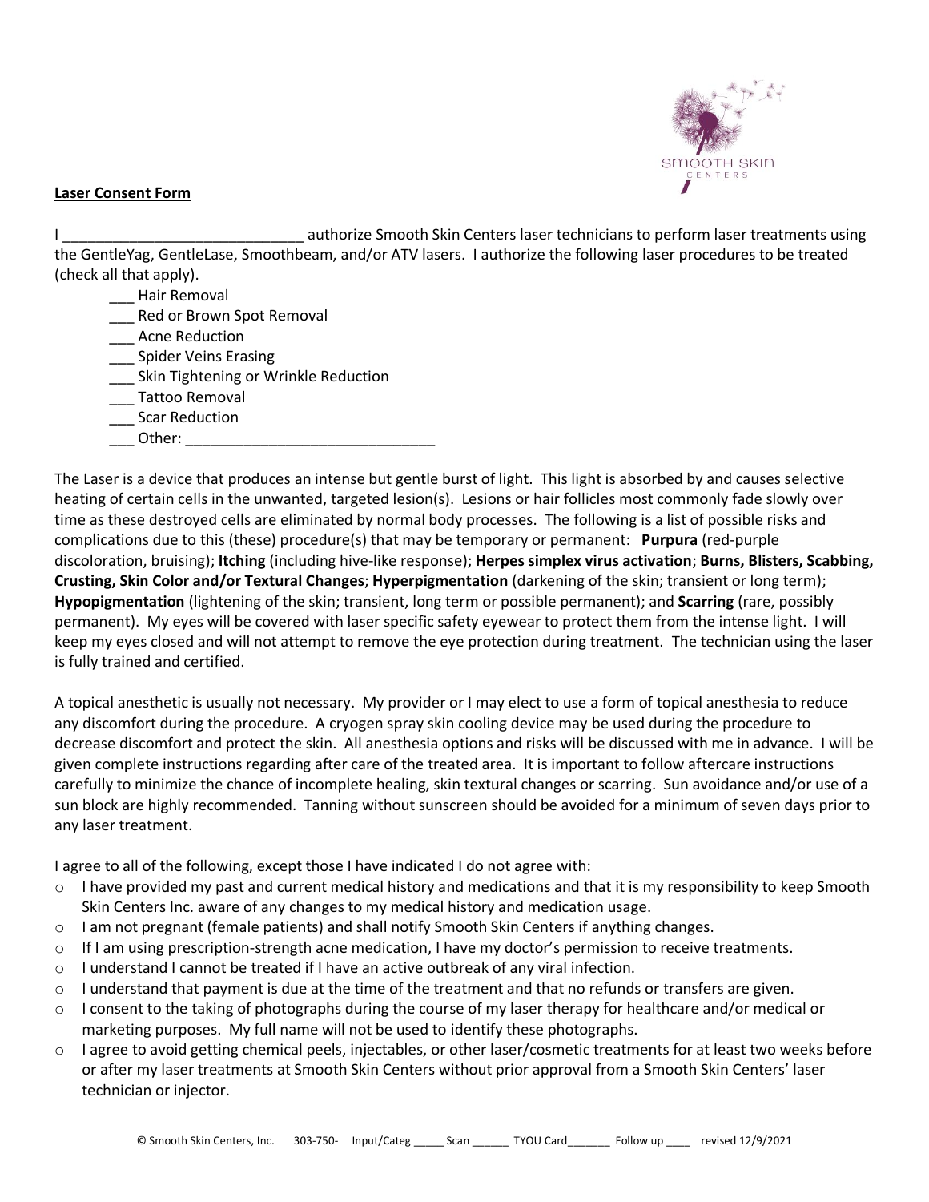**Laser Consent Form**

I _____________________________ authorize Smooth Skin Centers laser technicians to perform laser treatments using the GentleYag, GentleLase, Smoothbeam, and/or ATV lasers. I authorize the following laser procedures to be treated (check all that apply).

___ Hair Removal
___ Red or Brown Spot Removal
___ Acne Reduction
___ Spider Veins Erasing
___ Skin Tightening or Wrinkle Reduction
___ Tattoo Removal
___ Scar Reduction
___ Other: ______________________________

The Laser is a device that produces an intense but gentle burst of light. This light is absorbed by and causes selective heating of certain cells in the unwanted, targeted lesion(s). Lesions or hair follicles most commonly fade slowly over time as these destroyed cells are eliminated by normal body processes. The following is a list of possible risks and complications due to this (these) procedure(s) that may be temporary or permanent: **Purpura** (red-purple discoloration, bruising); **Itching** (including hive-like response); **Herpes simplex virus activation**; **Burns, Blisters, Scabbing, Crusting, Skin Color and/or Textural Changes**; **Hyperpigmentation** (darkening of the skin; transient or long term); **Hypopigmentation** (lightening of the skin; transient, long term or possible permanent); and **Scarring** (rare, possibly permanent). My eyes will be covered with laser specific safety eyewear to protect them from the intense light. I will keep my eyes closed and will not attempt to remove the eye protection during treatment. The technician using the laser is fully trained and certified.

A topical anesthetic is usually not necessary. My provider or I may elect to use a form of topical anesthesia to reduce any discomfort during the procedure. A cryogen spray skin cooling device may be used during the procedure to decrease discomfort and protect the skin. All anesthesia options and risks will be discussed with me in advance. I will be given complete instructions regarding after care of the treated area. It is important to follow aftercare instructions carefully to minimize the chance of incomplete healing, skin textural changes or scarring. Sun avoidance and/or use of a sun block are highly recommended. Tanning without sunscreen should be avoided for a minimum of seven days prior to any laser treatment.

I agree to all of the following, except those I have indicated I do not agree with:

- I have provided my past and current medical history and medications and that it is my responsibility to keep Smooth Skin Centers Inc. aware of any changes to my medical history and medication usage.
- I am not pregnant (female patients) and shall notify Smooth Skin Centers if anything changes.
- If I am using prescription-strength acne medication, I have my doctor's permission to receive treatments.
- I understand I cannot be treated if I have an active outbreak of any viral infection.
- I understand that payment is due at the time of the treatment and that no refunds or transfers are given.
- I consent to the taking of photographs during the course of my laser therapy for healthcare and/or medical or marketing purposes. My full name will not be used to identify these photographs.
- I agree to avoid getting chemical peels, injectables, or other laser/cosmetic treatments for at least two weeks before or after my laser treatments at Smooth Skin Centers without prior approval from a Smooth Skin Centers' laser technician or injector.

© Smooth Skin Centers, Inc. 303-750- Input/Categ _____ Scan ______ TYOU Card_______ Follow up ____ revised 12/9/2021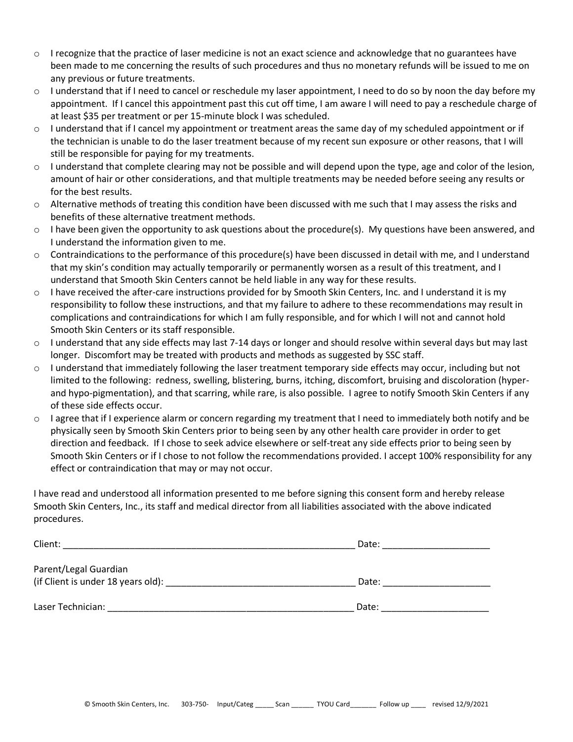- I recognize that the practice of laser medicine is not an exact science and acknowledge that no guarantees have been made to me concerning the results of such procedures and thus no monetary refunds will be issued to me on any previous or future treatments.
- I understand that if I need to cancel or reschedule my laser appointment, I need to do so by noon the day before my appointment. If I cancel this appointment past this cut off time, I am aware I will need to pay a reschedule charge of at least $35 per treatment or per 15-minute block I was scheduled.
- I understand that if I cancel my appointment or treatment areas the same day of my scheduled appointment or if the technician is unable to do the laser treatment because of my recent sun exposure or other reasons, that I will still be responsible for paying for my treatments.
- I understand that complete clearing may not be possible and will depend upon the type, age and color of the lesion, amount of hair or other considerations, and that multiple treatments may be needed before seeing any results or for the best results.
- Alternative methods of treating this condition have been discussed with me such that I may assess the risks and benefits of these alternative treatment methods.
- I have been given the opportunity to ask questions about the procedure(s). My questions have been answered, and I understand the information given to me.
- Contraindications to the performance of this procedure(s) have been discussed in detail with me, and I understand that my skin's condition may actually temporarily or permanently worsen as a result of this treatment, and I understand that Smooth Skin Centers cannot be held liable in any way for these results.
- I have received the after-care instructions provided for by Smooth Skin Centers, Inc. and I understand it is my responsibility to follow these instructions, and that my failure to adhere to these recommendations may result in complications and contraindications for which I am fully responsible, and for which I will not and cannot hold Smooth Skin Centers or its staff responsible.
- I understand that any side effects may last 7-14 days or longer and should resolve within several days but may last longer. Discomfort may be treated with products and methods as suggested by SSC staff.
- I understand that immediately following the laser treatment temporary side effects may occur, including but not limited to the following: redness, swelling, blistering, burns, itching, discomfort, bruising and discoloration (hyper- and hypo-pigmentation), and that scarring, while rare, is also possible. I agree to notify Smooth Skin Centers if any of these side effects occur.
- I agree that if I experience alarm or concern regarding my treatment that I need to immediately both notify and be physically seen by Smooth Skin Centers prior to being seen by any other health care provider in order to get direction and feedback. If I chose to seek advice elsewhere or self-treat any side effects prior to being seen by Smooth Skin Centers or if I chose to not follow the recommendations provided. I accept 100% responsibility for any effect or contraindication that may or may not occur.

I have read and understood all information presented to me before signing this consent form and hereby release Smooth Skin Centers, Inc., its staff and medical director from all liabilities associated with the above indicated procedures.

Client: ____________________________________________________________ Date: _____________________

Parent/Legal Guardian
(if Client is under 18 years old): _____________________________________ Date: _____________________

Laser Technician: __________________________________________________ Date: _____________________

© Smooth Skin Centers, Inc. 303-750- Input/Categ _____ Scan ______ TYOU Card_______ Follow up ____ revised 12/9/2021